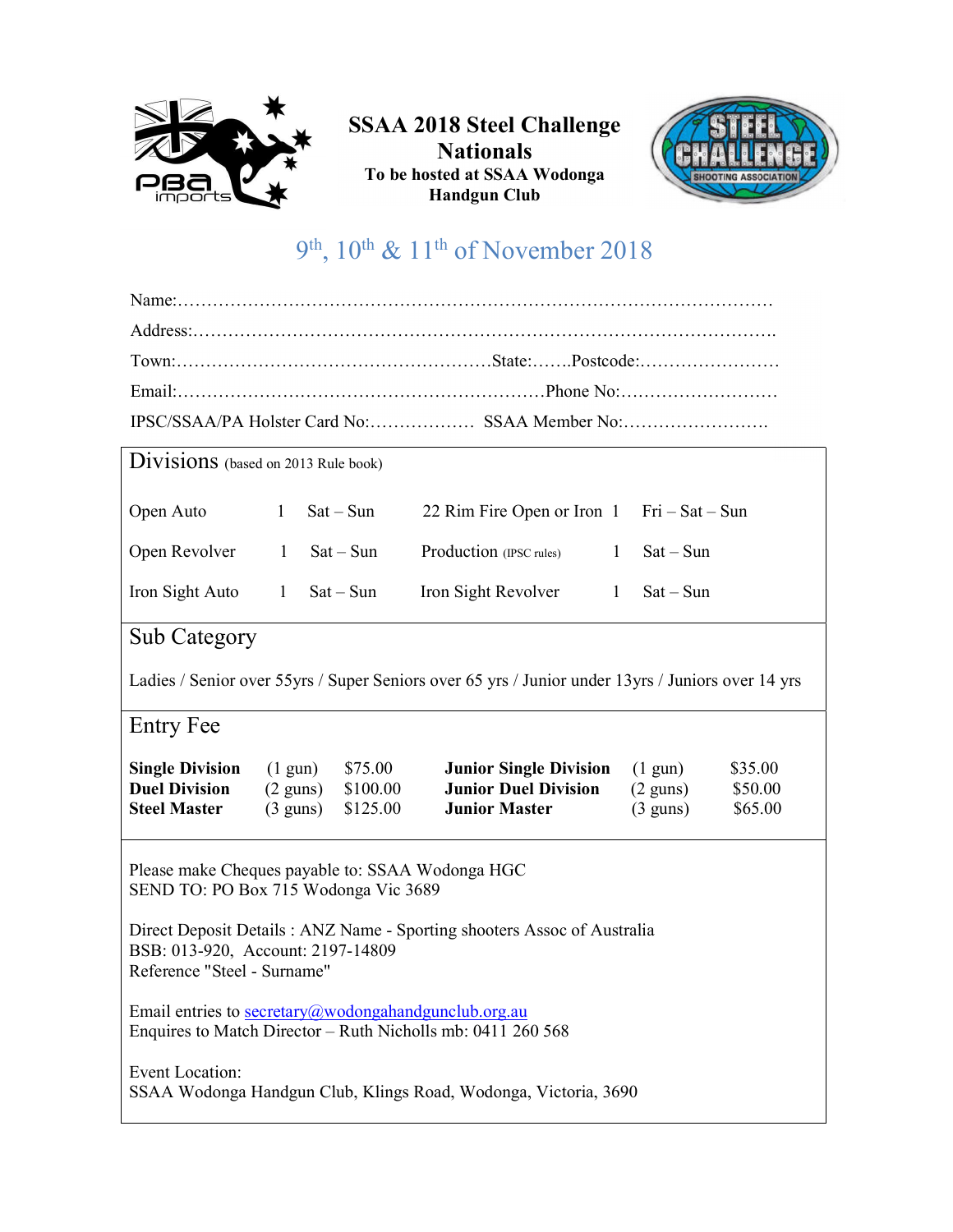# SSAA 2018 Steel Challenge Nationals

**To be hosted at SSAA Wodonga Handgun Club**

## 9th, 10th & 11th of November 2018

Name:………………………………………………………………………………………

Address:…………………………………………………………………………………….

Town:………………………………………………State:…….Postcode:……………………

Email:………………………………………………………Phone No:………………………

IPSC/SSAA/PA Holster Card No:……………… SSAA Member No:…………………….

## Divisions (based on 2013 Rule book)

| | | | | | |
|---|---|---|---|---|---|
| Open Auto | 1 | Sat – Sun | 22 Rim Fire Open or Iron | 1 | Fri – Sat – Sun |
| Open Revolver | 1 | Sat – Sun | Production (IPSC rules) | 1 | Sat – Sun |
| Iron Sight Auto | 1 | Sat – Sun | Iron Sight Revolver | 1 | Sat – Sun |

## Sub Category

Ladies / Senior over 55yrs / Super Seniors over 65 yrs / Junior under 13yrs / Juniors over 14 yrs

## Entry Fee

| | | | | | |
|---|---|---|---|---|---|
| **Single Division** | (1 gun) | $75.00 | **Junior Single Division** | (1 gun) | $35.00 |
| **Duel Division** | (2 guns) | $100.00 | **Junior Duel Division** | (2 guns) | $50.00 |
| **Steel Master** | (3 guns) | $125.00 | **Junior Master** | (3 guns) | $65.00 |

Please make Cheques payable to: SSAA Wodonga HGC
SEND TO: PO Box 715 Wodonga Vic 3689

Direct Deposit Details : ANZ Name - Sporting shooters Assoc of Australia
BSB: 013-920, Account: 2197-14809
Reference "Steel - Surname"

Email entries to secretary@wodongahandgunclub.org.au
Enquires to Match Director – Ruth Nicholls mb: 0411 260 568

Event Location:
SSAA Wodonga Handgun Club, Klings Road, Wodonga, Victoria, 3690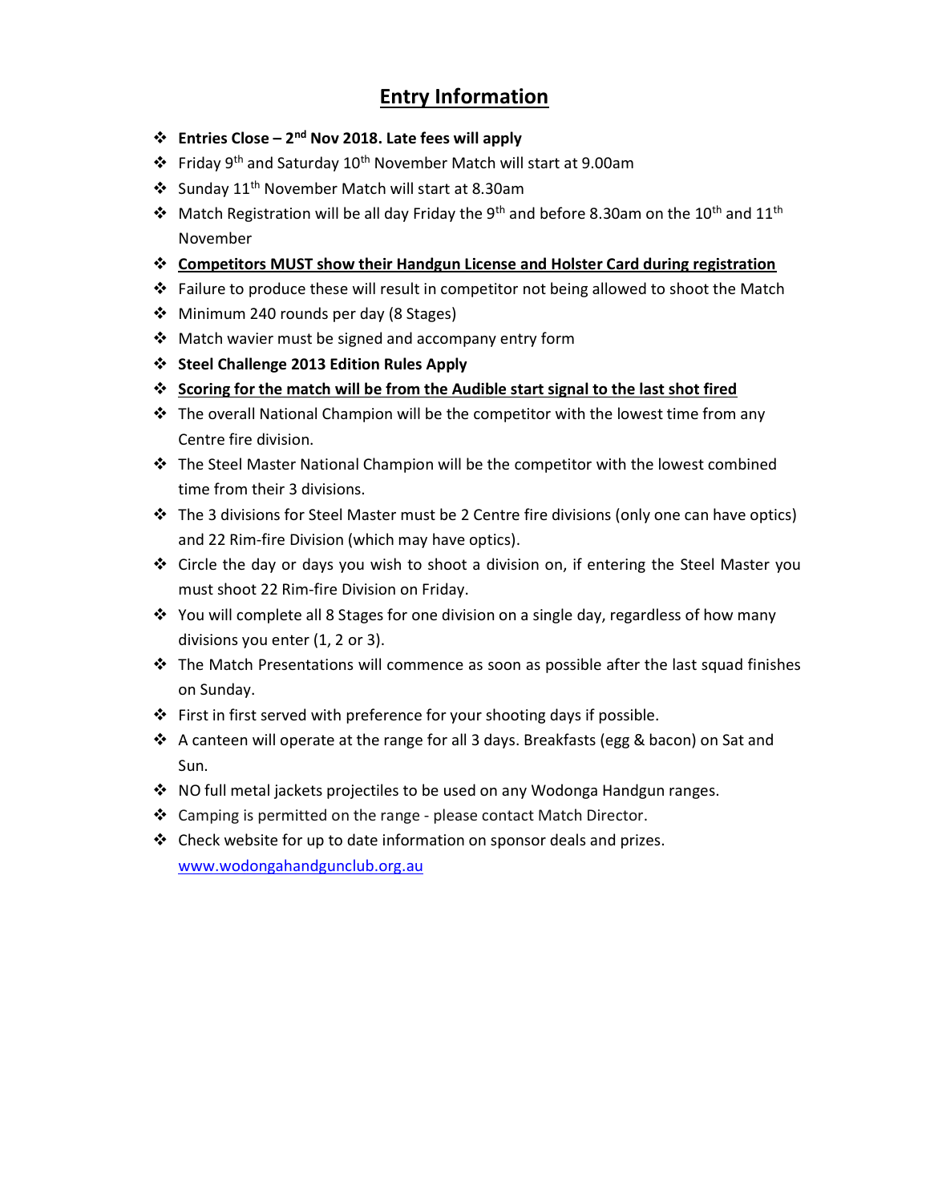# <u>Entry Information</u>

- **Entries Close – 2nd Nov 2018. Late fees will apply**
- Friday 9th and Saturday 10th November Match will start at 9.00am
- Sunday 11th November Match will start at 8.30am
- Match Registration will be all day Friday the 9th and before 8.30am on the 10th and 11th November
- **<u>Competitors MUST show their Handgun License and Holster Card during registration</u>**
- Failure to produce these will result in competitor not being allowed to shoot the Match
- Minimum 240 rounds per day (8 Stages)
- Match wavier must be signed and accompany entry form
- **Steel Challenge 2013 Edition Rules Apply**
- **<u>Scoring for the match will be from the Audible start signal to the last shot fired</u>**
- The overall National Champion will be the competitor with the lowest time from any Centre fire division.
- The Steel Master National Champion will be the competitor with the lowest combined time from their 3 divisions.
- The 3 divisions for Steel Master must be 2 Centre fire divisions (only one can have optics) and 22 Rim-fire Division (which may have optics).
- Circle the day or days you wish to shoot a division on, if entering the Steel Master you must shoot 22 Rim-fire Division on Friday.
- You will complete all 8 Stages for one division on a single day, regardless of how many divisions you enter (1, 2 or 3).
- The Match Presentations will commence as soon as possible after the last squad finishes on Sunday.
- First in first served with preference for your shooting days if possible.
- A canteen will operate at the range for all 3 days. Breakfasts (egg & bacon) on Sat and Sun.
- NO full metal jackets projectiles to be used on any Wodonga Handgun ranges.
- Camping is permitted on the range - please contact Match Director.
- Check website for up to date information on sponsor deals and prizes. [www.wodongahandgunclub.org.au](http://www.wodongahandgunclub.org.au)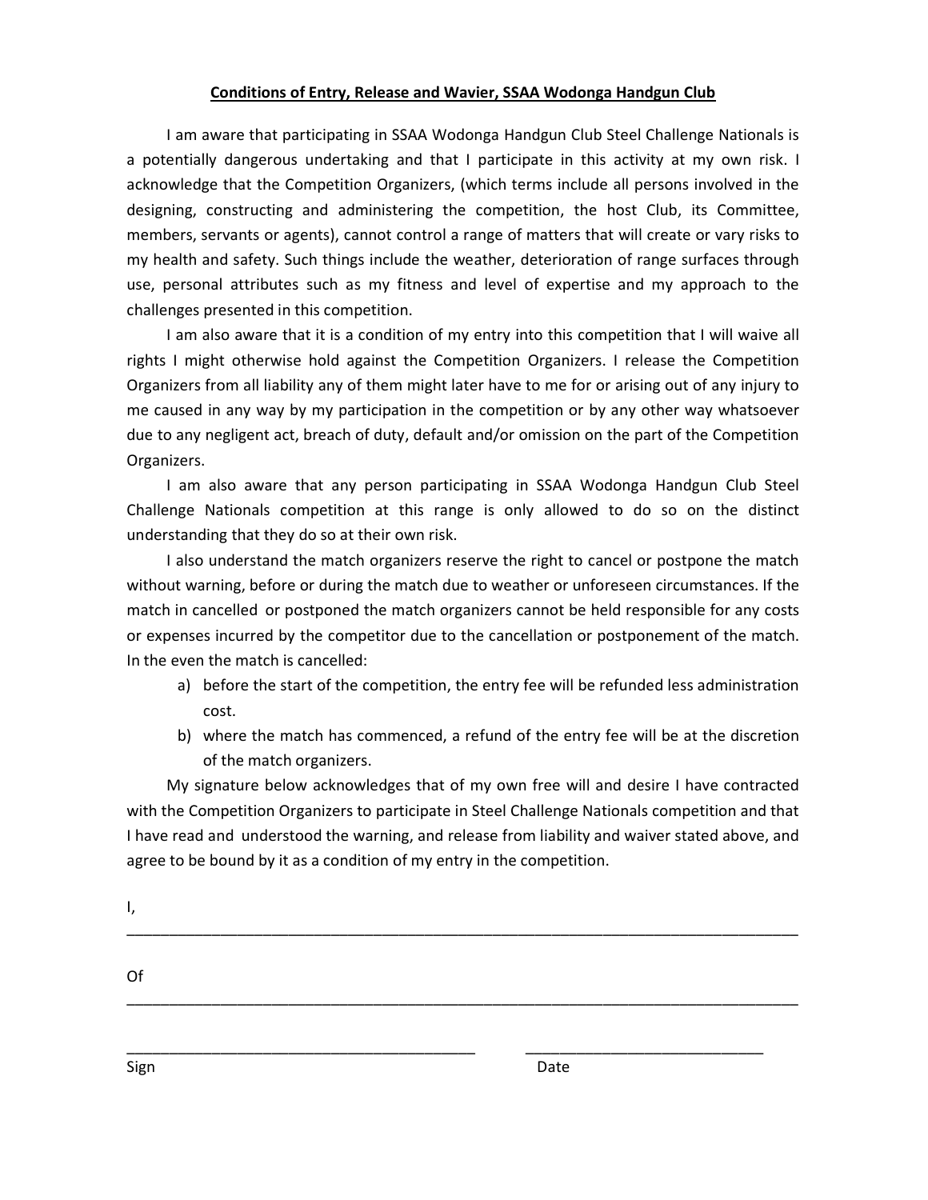**Conditions of Entry, Release and Wavier, SSAA Wodonga Handgun Club**

I am aware that participating in SSAA Wodonga Handgun Club Steel Challenge Nationals is a potentially dangerous undertaking and that I participate in this activity at my own risk. I acknowledge that the Competition Organizers, (which terms include all persons involved in the designing, constructing and administering the competition, the host Club, its Committee, members, servants or agents), cannot control a range of matters that will create or vary risks to my health and safety. Such things include the weather, deterioration of range surfaces through use, personal attributes such as my fitness and level of expertise and my approach to the challenges presented in this competition.

I am also aware that it is a condition of my entry into this competition that I will waive all rights I might otherwise hold against the Competition Organizers. I release the Competition Organizers from all liability any of them might later have to me for or arising out of any injury to me caused in any way by my participation in the competition or by any other way whatsoever due to any negligent act, breach of duty, default and/or omission on the part of the Competition Organizers.

I am also aware that any person participating in SSAA Wodonga Handgun Club Steel Challenge Nationals competition at this range is only allowed to do so on the distinct understanding that they do so at their own risk.

I also understand the match organizers reserve the right to cancel or postpone the match without warning, before or during the match due to weather or unforeseen circumstances. If the match in cancelled or postponed the match organizers cannot be held responsible for any costs or expenses incurred by the competitor due to the cancellation or postponement of the match. In the even the match is cancelled:

a) before the start of the competition, the entry fee will be refunded less administration cost.
b) where the match has commenced, a refund of the entry fee will be at the discretion of the match organizers.

My signature below acknowledges that of my own free will and desire I have contracted with the Competition Organizers to participate in Steel Challenge Nationals competition and that I have read and understood the warning, and release from liability and waiver stated above, and agree to be bound by it as a condition of my entry in the competition.

I,

_______________________________________________________________________________

Of

_______________________________________________________________________________

__________________________________________ ____________________________

Sign Date